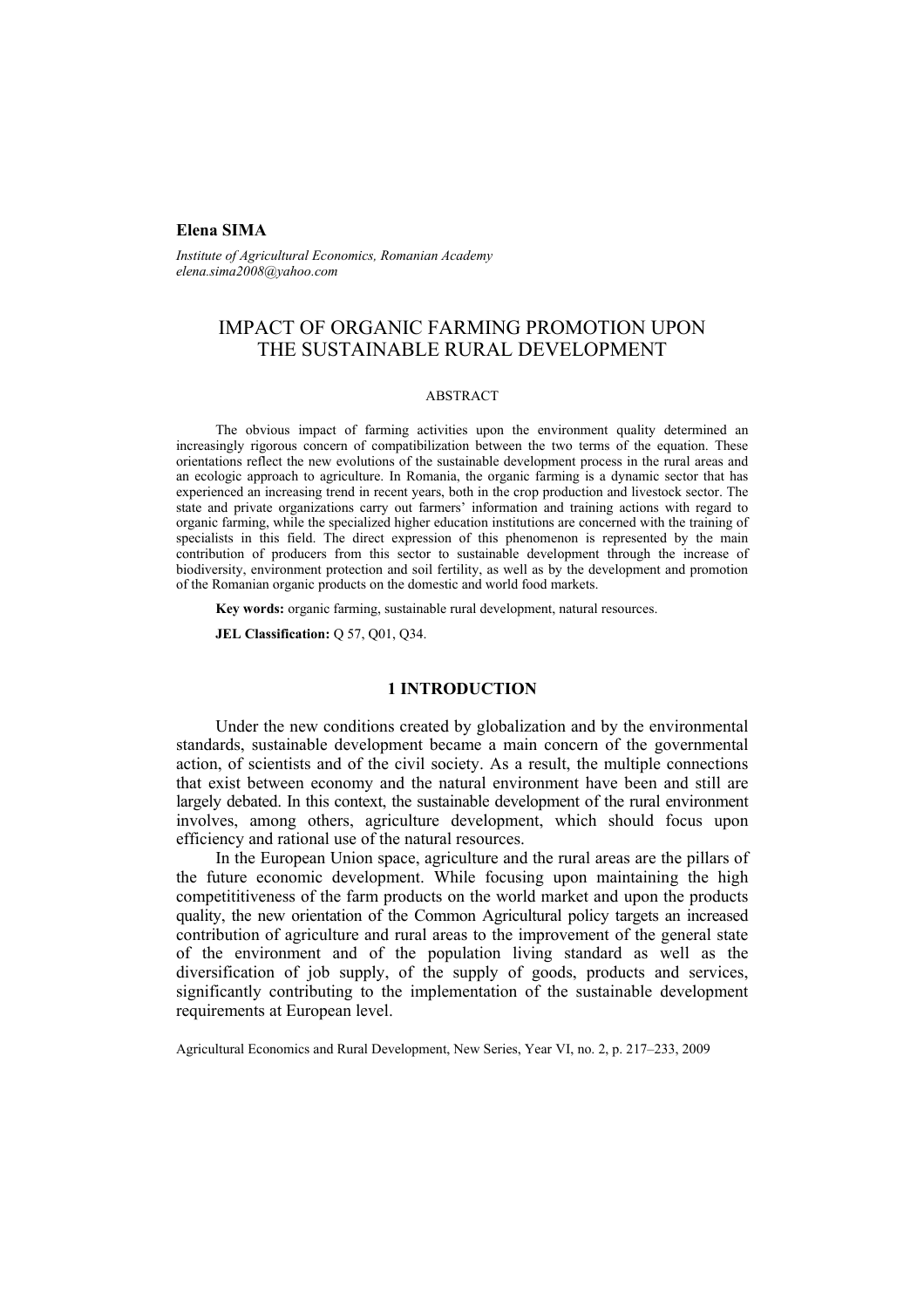**Elena SIMA**

*Institute of Agricultural Economics, Romanian Academy*
*elena.sima2008@yahoo.com*

# IMPACT OF ORGANIC FARMING PROMOTION UPON THE SUSTAINABLE RURAL DEVELOPMENT

## ABSTRACT

The obvious impact of farming activities upon the environment quality determined an increasingly rigorous concern of compatibilization between the two terms of the equation. These orientations reflect the new evolutions of the sustainable development process in the rural areas and an ecologic approach to agriculture. In Romania, the organic farming is a dynamic sector that has experienced an increasing trend in recent years, both in the crop production and livestock sector. The state and private organizations carry out farmers' information and training actions with regard to organic farming, while the specialized higher education institutions are concerned with the training of specialists in this field. The direct expression of this phenomenon is represented by the main contribution of producers from this sector to sustainable development through the increase of biodiversity, environment protection and soil fertility, as well as by the development and promotion of the Romanian organic products on the domestic and world food markets.

**Key words:** organic farming, sustainable rural development, natural resources.

**JEL Classification:** Q 57, Q01, Q34.

## 1 INTRODUCTION

Under the new conditions created by globalization and by the environmental standards, sustainable development became a main concern of the governmental action, of scientists and of the civil society. As a result, the multiple connections that exist between economy and the natural environment have been and still are largely debated. In this context, the sustainable development of the rural environment involves, among others, agriculture development, which should focus upon efficiency and rational use of the natural resources.

In the European Union space, agriculture and the rural areas are the pillars of the future economic development. While focusing upon maintaining the high compettitiveness of the farm products on the world market and upon the products quality, the new orientation of the Common Agricultural policy targets an increased contribution of agriculture and rural areas to the improvement of the general state of the environment and of the population living standard as well as the diversification of job supply, of the supply of goods, products and services, significantly contributing to the implementation of the sustainable development requirements at European level.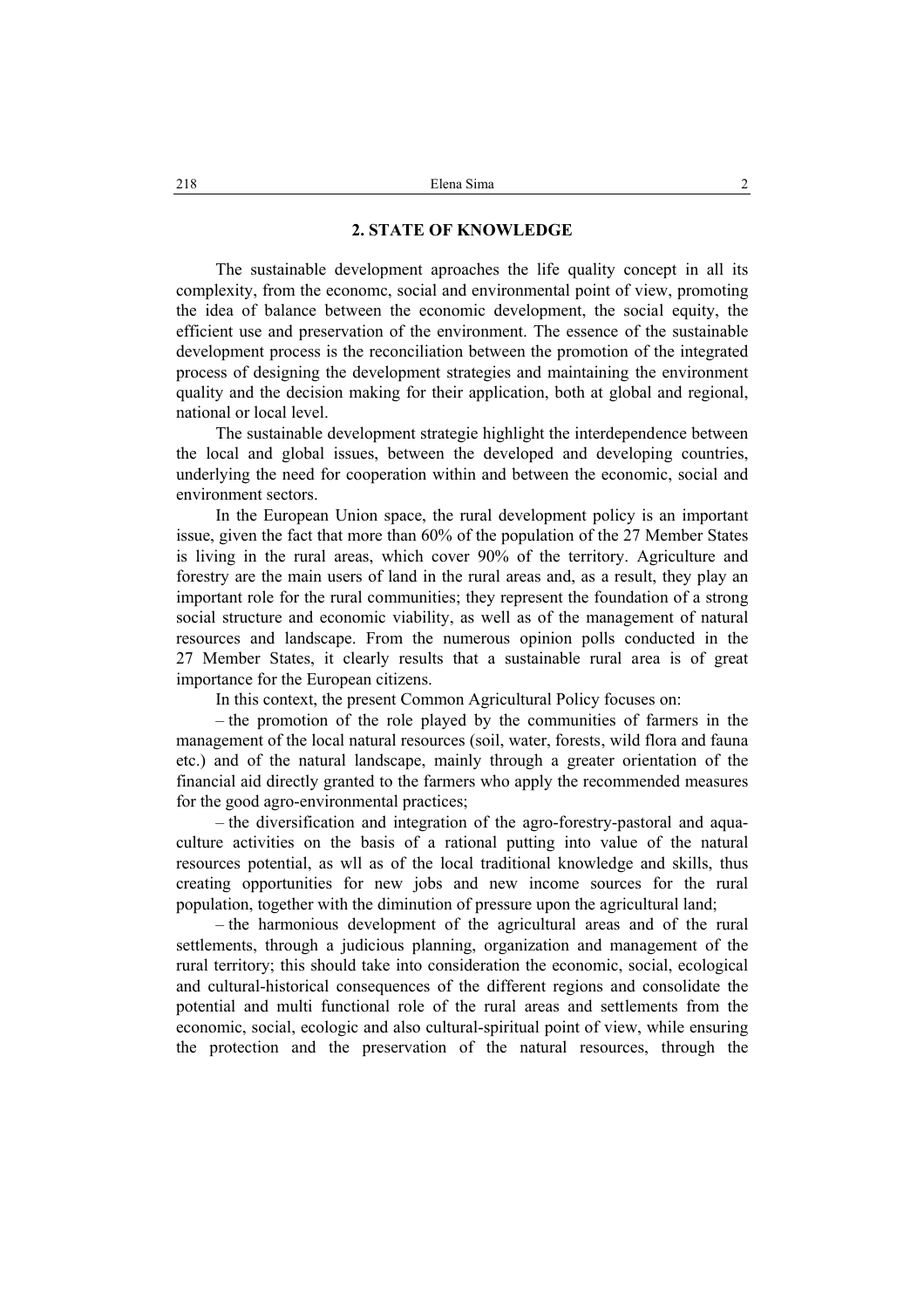## 2. STATE OF KNOWLEDGE

The sustainable development aproaches the life quality concept in all its complexity, from the economc, social and environmental point of view, promoting the idea of balance between the economic development, the social equity, the efficient use and preservation of the environment. The essence of the sustainable development process is the reconciliation between the promotion of the integrated process of designing the development strategies and maintaining the environment quality and the decision making for their application, both at global and regional, national or local level.

The sustainable development strategie highlight the interdependence between the local and global issues, between the developed and developing countries, underlying the need for cooperation within and between the economic, social and environment sectors.

In the European Union space, the rural development policy is an important issue, given the fact that more than 60% of the population of the 27 Member States is living in the rural areas, which cover 90% of the territory. Agriculture and forestry are the main users of land in the rural areas and, as a result, they play an important role for the rural communities; they represent the foundation of a strong social structure and economic viability, as well as of the management of natural resources and landscape. From the numerous opinion polls conducted in the 27 Member States, it clearly results that a sustainable rural area is of great importance for the European citizens.

In this context, the present Common Agricultural Policy focuses on:

– the promotion of the role played by the communities of farmers in the management of the local natural resources (soil, water, forests, wild flora and fauna etc.) and of the natural landscape, mainly through a greater orientation of the financial aid directly granted to the farmers who apply the recommended measures for the good agro-environmental practices;

– the diversification and integration of the agro-forestry-pastoral and aqua-culture activities on the basis of a rational putting into value of the natural resources potential, as wll as of the local traditional knowledge and skills, thus creating opportunities for new jobs and new income sources for the rural population, together with the diminution of pressure upon the agricultural land;

– the harmonious development of the agricultural areas and of the rural settlements, through a judicious planning, organization and management of the rural territory; this should take into consideration the economic, social, ecological and cultural-historical consequences of the different regions and consolidate the potential and multi functional role of the rural areas and settlements from the economic, social, ecologic and also cultural-spiritual point of view, while ensuring the protection and the preservation of the natural resources, through the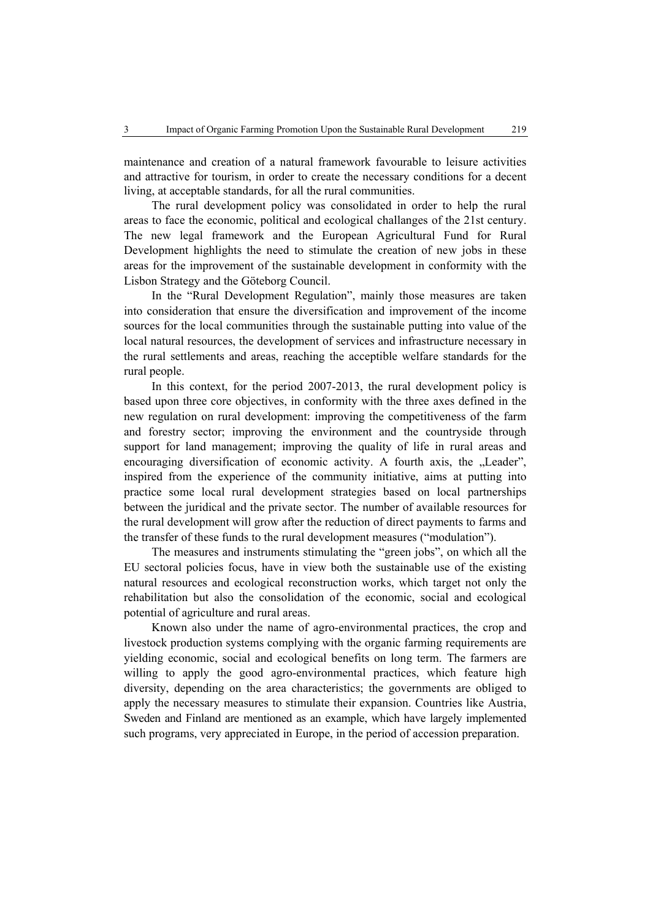maintenance and creation of a natural framework favourable to leisure activities and attractive for tourism, in order to create the necessary conditions for a decent living, at acceptable standards, for all the rural communities.

The rural development policy was consolidated in order to help the rural areas to face the economic, political and ecological challanges of the 21st century. The new legal framework and the European Agricultural Fund for Rural Development highlights the need to stimulate the creation of new jobs in these areas for the improvement of the sustainable development in conformity with the Lisbon Strategy and the Göteborg Council.

In the "Rural Development Regulation", mainly those measures are taken into consideration that ensure the diversification and improvement of the income sources for the local communities through the sustainable putting into value of the local natural resources, the development of services and infrastructure necessary in the rural settlements and areas, reaching the acceptible welfare standards for the rural people.

In this context, for the period 2007-2013, the rural development policy is based upon three core objectives, in conformity with the three axes defined in the new regulation on rural development: improving the competitiveness of the farm and forestry sector; improving the environment and the countryside through support for land management; improving the quality of life in rural areas and encouraging diversification of economic activity. A fourth axis, the „Leader", inspired from the experience of the community initiative, aims at putting into practice some local rural development strategies based on local partnerships between the juridical and the private sector. The number of available resources for the rural development will grow after the reduction of direct payments to farms and the transfer of these funds to the rural development measures ("modulation").

The measures and instruments stimulating the "green jobs", on which all the EU sectoral policies focus, have in view both the sustainable use of the existing natural resources and ecological reconstruction works, which target not only the rehabilitation but also the consolidation of the economic, social and ecological potential of agriculture and rural areas.

Known also under the name of agro-environmental practices, the crop and livestock production systems complying with the organic farming requirements are yielding economic, social and ecological benefits on long term. The farmers are willing to apply the good agro-environmental practices, which feature high diversity, depending on the area characteristics; the governments are obliged to apply the necessary measures to stimulate their expansion. Countries like Austria, Sweden and Finland are mentioned as an example, which have largely implemented such programs, very appreciated in Europe, in the period of accession preparation.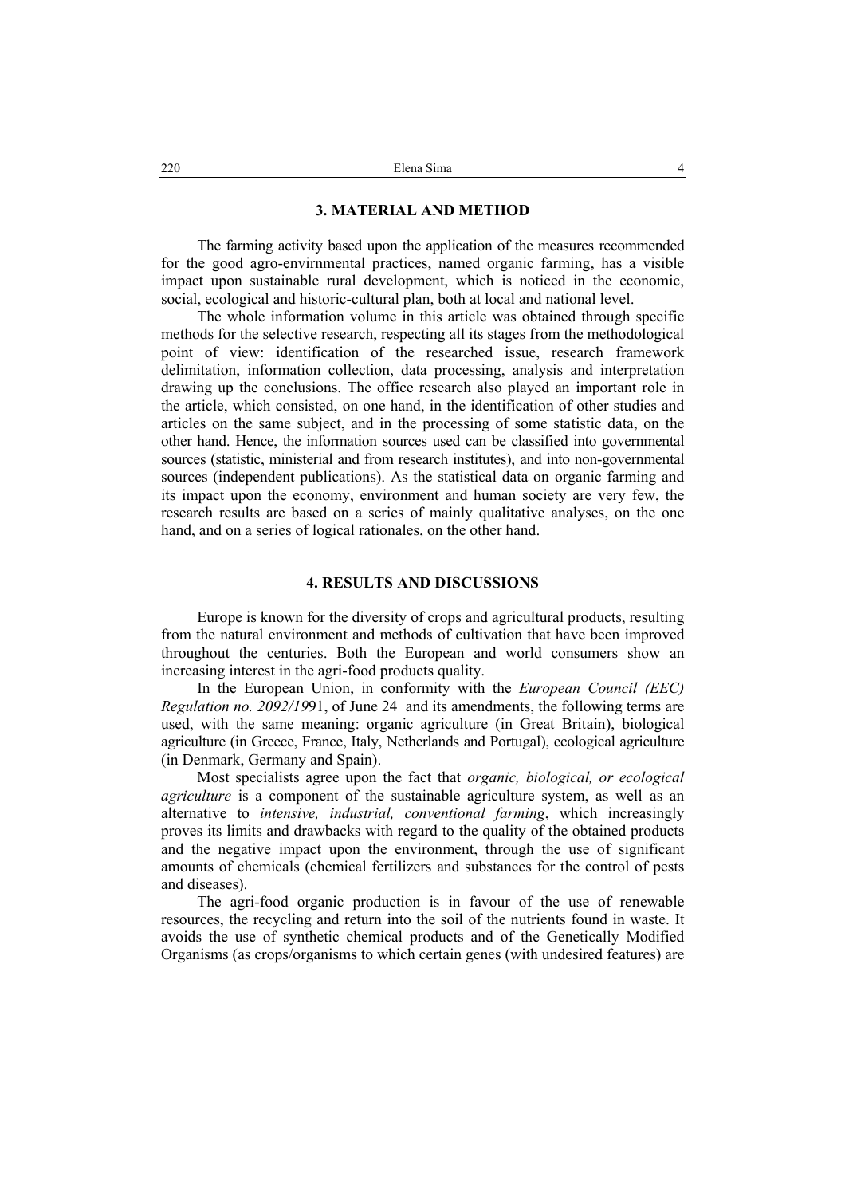## 3. MATERIAL AND METHOD

The farming activity based upon the application of the measures recommended for the good agro-envirnmental practices, named organic farming, has a visible impact upon sustainable rural development, which is noticed in the economic, social, ecological and historic-cultural plan, both at local and national level.

The whole information volume in this article was obtained through specific methods for the selective research, respecting all its stages from the methodological point of view: identification of the researched issue, research framework delimitation, information collection, data processing, analysis and interpretation drawing up the conclusions. The office research also played an important role in the article, which consisted, on one hand, in the identification of other studies and articles on the same subject, and in the processing of some statistic data, on the other hand. Hence, the information sources used can be classified into governmental sources (statistic, ministerial and from research institutes), and into non-governmental sources (independent publications). As the statistical data on organic farming and its impact upon the economy, environment and human society are very few, the research results are based on a series of mainly qualitative analyses, on the one hand, and on a series of logical rationales, on the other hand.

## 4. RESULTS AND DISCUSSIONS

Europe is known for the diversity of crops and agricultural products, resulting from the natural environment and methods of cultivation that have been improved throughout the centuries. Both the European and world consumers show an increasing interest in the agri-food products quality.

In the European Union, in conformity with the *European Council (EEC) Regulation no. 2092/19*91, of June 24 and its amendments, the following terms are used, with the same meaning: organic agriculture (in Great Britain), biological agriculture (in Greece, France, Italy, Netherlands and Portugal), ecological agriculture (in Denmark, Germany and Spain).

Most specialists agree upon the fact that *organic, biological, or ecological agriculture* is a component of the sustainable agriculture system, as well as an alternative to *intensive, industrial, conventional farming*, which increasingly proves its limits and drawbacks with regard to the quality of the obtained products and the negative impact upon the environment, through the use of significant amounts of chemicals (chemical fertilizers and substances for the control of pests and diseases).

The agri-food organic production is in favour of the use of renewable resources, the recycling and return into the soil of the nutrients found in waste. It avoids the use of synthetic chemical products and of the Genetically Modified Organisms (as crops/organisms to which certain genes (with undesired features) are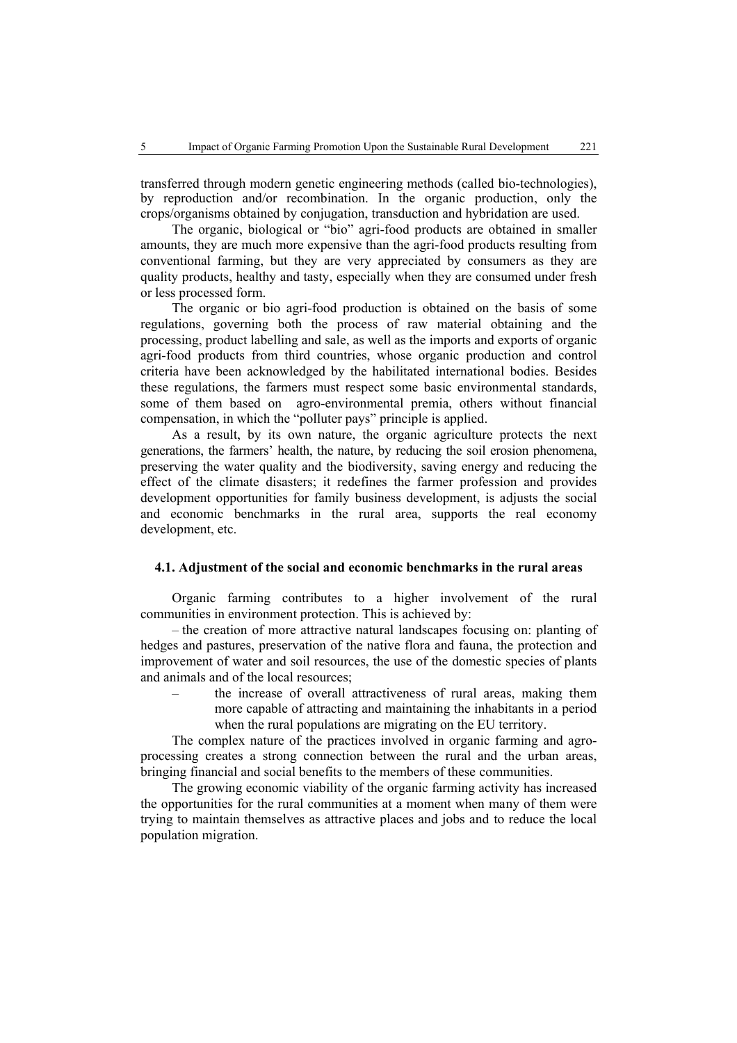transferred through modern genetic engineering methods (called bio-technologies), by reproduction and/or recombination. In the organic production, only the crops/organisms obtained by conjugation, transduction and hybridation are used.

The organic, biological or "bio" agri-food products are obtained in smaller amounts, they are much more expensive than the agri-food products resulting from conventional farming, but they are very appreciated by consumers as they are quality products, healthy and tasty, especially when they are consumed under fresh or less processed form.

The organic or bio agri-food production is obtained on the basis of some regulations, governing both the process of raw material obtaining and the processing, product labelling and sale, as well as the imports and exports of organic agri-food products from third countries, whose organic production and control criteria have been acknowledged by the habilitated international bodies. Besides these regulations, the farmers must respect some basic environmental standards, some of them based on agro-environmental premia, others without financial compensation, in which the "polluter pays" principle is applied.

As a result, by its own nature, the organic agriculture protects the next generations, the farmers' health, the nature, by reducing the soil erosion phenomena, preserving the water quality and the biodiversity, saving energy and reducing the effect of the climate disasters; it redefines the farmer profession and provides development opportunities for family business development, is adjusts the social and economic benchmarks in the rural area, supports the real economy development, etc.

### 4.1. Adjustment of the social and economic benchmarks in the rural areas

Organic farming contributes to a higher involvement of the rural communities in environment protection. This is achieved by:

– the creation of more attractive natural landscapes focusing on: planting of hedges and pastures, preservation of the native flora and fauna, the protection and improvement of water and soil resources, the use of the domestic species of plants and animals and of the local resources;

– the increase of overall attractiveness of rural areas, making them more capable of attracting and maintaining the inhabitants in a period when the rural populations are migrating on the EU territory.

The complex nature of the practices involved in organic farming and agro-processing creates a strong connection between the rural and the urban areas, bringing financial and social benefits to the members of these communities.

The growing economic viability of the organic farming activity has increased the opportunities for the rural communities at a moment when many of them were trying to maintain themselves as attractive places and jobs and to reduce the local population migration.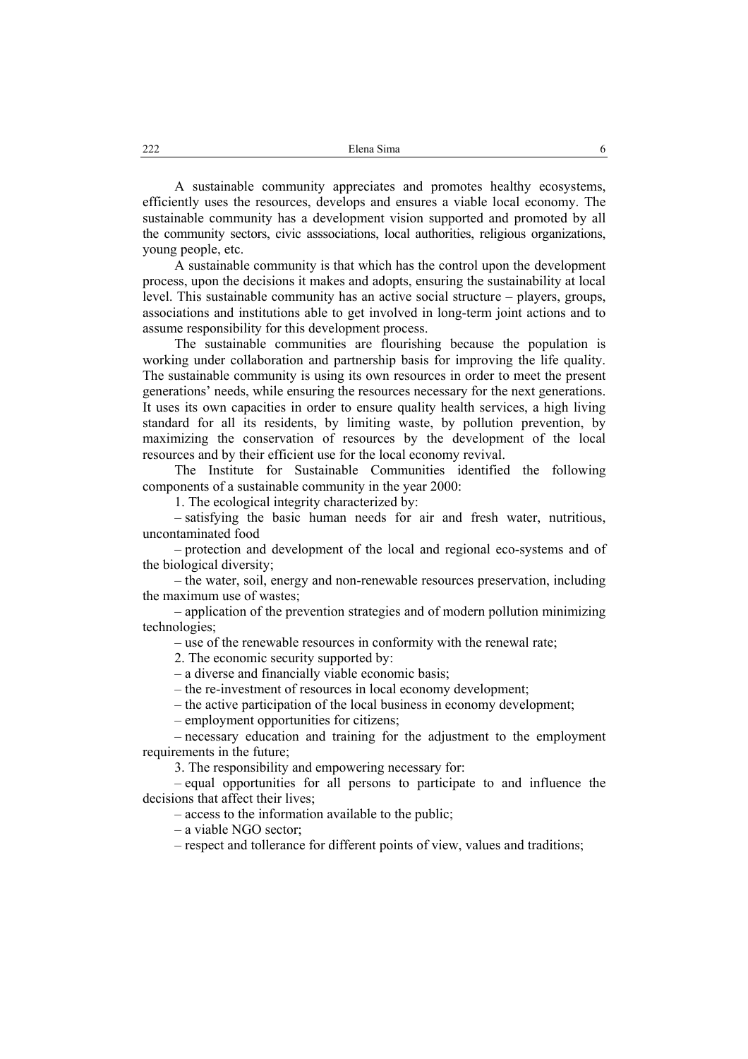A sustainable community appreciates and promotes healthy ecosystems, efficiently uses the resources, develops and ensures a viable local economy. The sustainable community has a development vision supported and promoted by all the community sectors, civic asssociations, local authorities, religious organizations, young people, etc.

A sustainable community is that which has the control upon the development process, upon the decisions it makes and adopts, ensuring the sustainability at local level. This sustainable community has an active social structure – players, groups, associations and institutions able to get involved in long-term joint actions and to assume responsibility for this development process.

The sustainable communities are flourishing because the population is working under collaboration and partnership basis for improving the life quality. The sustainable community is using its own resources in order to meet the present generations' needs, while ensuring the resources necessary for the next generations. It uses its own capacities in order to ensure quality health services, a high living standard for all its residents, by limiting waste, by pollution prevention, by maximizing the conservation of resources by the development of the local resources and by their efficient use for the local economy revival.

The Institute for Sustainable Communities identified the following components of a sustainable community in the year 2000:

1. The ecological integrity characterized by:

– satisfying the basic human needs for air and fresh water, nutritious, uncontaminated food

– protection and development of the local and regional eco-systems and of the biological diversity;

– the water, soil, energy and non-renewable resources preservation, including the maximum use of wastes;

– application of the prevention strategies and of modern pollution minimizing technologies;

– use of the renewable resources in conformity with the renewal rate;

2. The economic security supported by:

– a diverse and financially viable economic basis;

– the re-investment of resources in local economy development;

– the active participation of the local business in economy development;

– employment opportunities for citizens;

– necessary education and training for the adjustment to the employment requirements in the future;

3. The responsibility and empowering necessary for:

– equal opportunities for all persons to participate to and influence the decisions that affect their lives;

– access to the information available to the public;

– a viable NGO sector;

– respect and tollerance for different points of view, values and traditions;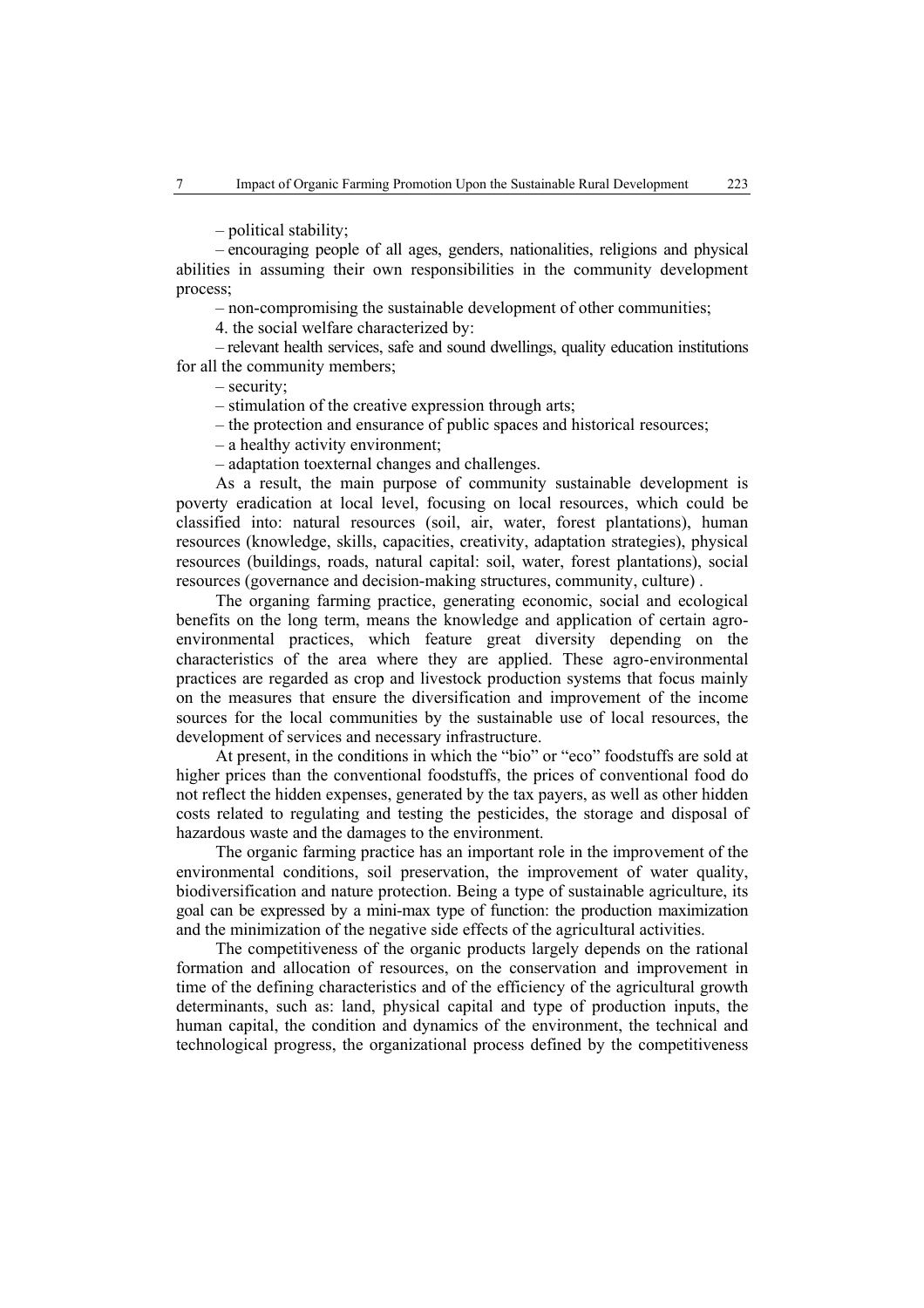– political stability;

– encouraging people of all ages, genders, nationalities, religions and physical abilities in assuming their own responsibilities in the community development process;

– non-compromising the sustainable development of other communities;

4. the social welfare characterized by:

– relevant health services, safe and sound dwellings, quality education institutions for all the community members;

– security;

– stimulation of the creative expression through arts;

– the protection and ensurance of public spaces and historical resources;

– a healthy activity environment;

– adaptation toexternal changes and challenges.

As a result, the main purpose of community sustainable development is poverty eradication at local level, focusing on local resources, which could be classified into: natural resources (soil, air, water, forest plantations), human resources (knowledge, skills, capacities, creativity, adaptation strategies), physical resources (buildings, roads, natural capital: soil, water, forest plantations), social resources (governance and decision-making structures, community, culture) .

The organing farming practice, generating economic, social and ecological benefits on the long term, means the knowledge and application of certain agro-environmental practices, which feature great diversity depending on the characteristics of the area where they are applied. These agro-environmental practices are regarded as crop and livestock production systems that focus mainly on the measures that ensure the diversification and improvement of the income sources for the local communities by the sustainable use of local resources, the development of services and necessary infrastructure.

At present, in the conditions in which the "bio" or "eco" foodstuffs are sold at higher prices than the conventional foodstuffs, the prices of conventional food do not reflect the hidden expenses, generated by the tax payers, as well as other hidden costs related to regulating and testing the pesticides, the storage and disposal of hazardous waste and the damages to the environment.

The organic farming practice has an important role in the improvement of the environmental conditions, soil preservation, the improvement of water quality, biodiversification and nature protection. Being a type of sustainable agriculture, its goal can be expressed by a mini-max type of function: the production maximization and the minimization of the negative side effects of the agricultural activities.

The competitiveness of the organic products largely depends on the rational formation and allocation of resources, on the conservation and improvement in time of the defining characteristics and of the efficiency of the agricultural growth determinants, such as: land, physical capital and type of production inputs, the human capital, the condition and dynamics of the environment, the technical and technological progress, the organizational process defined by the competitiveness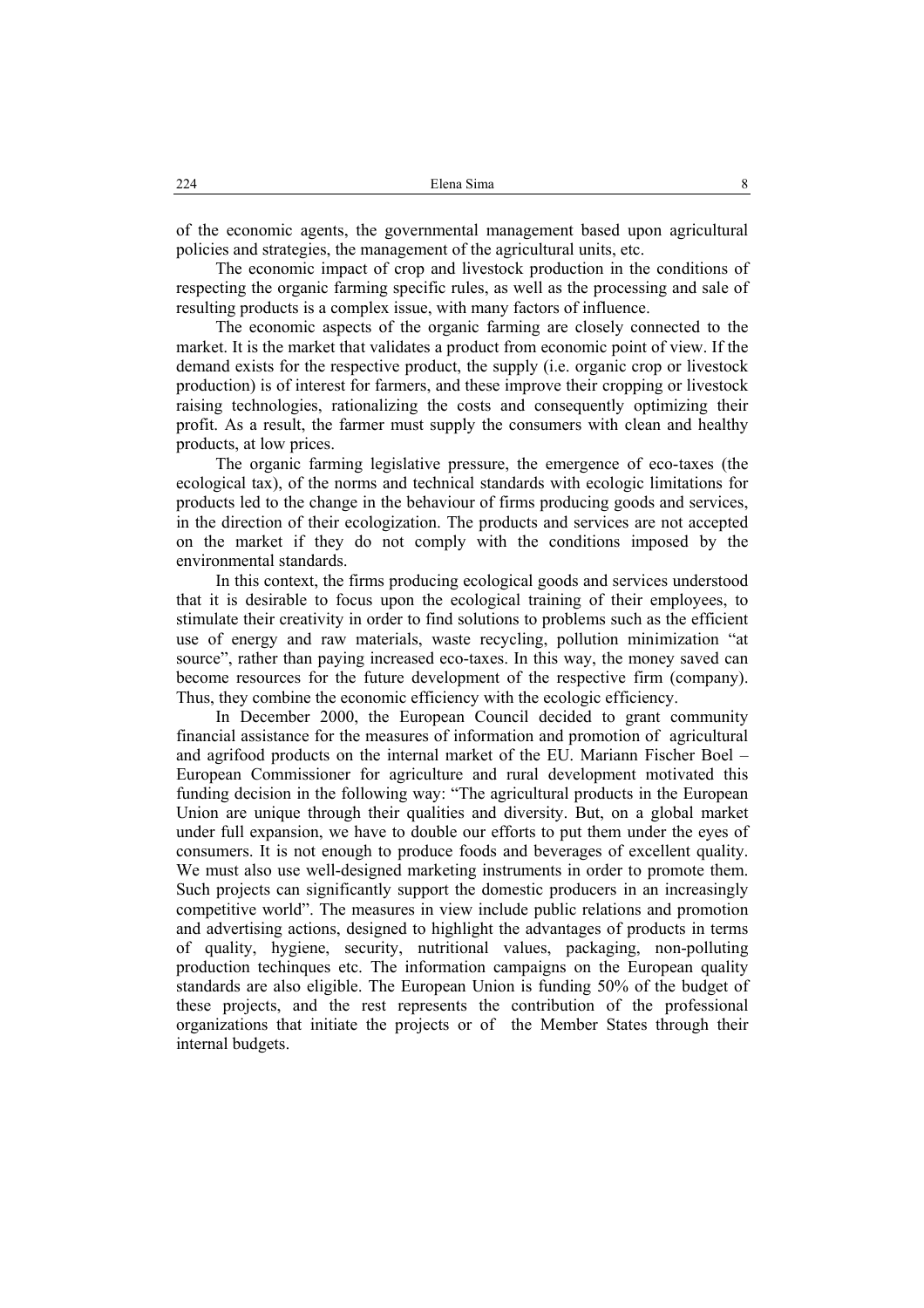of the economic agents, the governmental management based upon agricultural policies and strategies, the management of the agricultural units, etc.

The economic impact of crop and livestock production in the conditions of respecting the organic farming specific rules, as well as the processing and sale of resulting products is a complex issue, with many factors of influence.

The economic aspects of the organic farming are closely connected to the market. It is the market that validates a product from economic point of view. If the demand exists for the respective product, the supply (i.e. organic crop or livestock production) is of interest for farmers, and these improve their cropping or livestock raising technologies, rationalizing the costs and consequently optimizing their profit. As a result, the farmer must supply the consumers with clean and healthy products, at low prices.

The organic farming legislative pressure, the emergence of eco-taxes (the ecological tax), of the norms and technical standards with ecologic limitations for products led to the change in the behaviour of firms producing goods and services, in the direction of their ecologization. The products and services are not accepted on the market if they do not comply with the conditions imposed by the environmental standards.

In this context, the firms producing ecological goods and services understood that it is desirable to focus upon the ecological training of their employees, to stimulate their creativity in order to find solutions to problems such as the efficient use of energy and raw materials, waste recycling, pollution minimization "at source", rather than paying increased eco-taxes. In this way, the money saved can become resources for the future development of the respective firm (company). Thus, they combine the economic efficiency with the ecologic efficiency.

In December 2000, the European Council decided to grant community financial assistance for the measures of information and promotion of agricultural and agrifood products on the internal market of the EU. Mariann Fischer Boel – European Commissioner for agriculture and rural development motivated this funding decision in the following way: "The agricultural products in the European Union are unique through their qualities and diversity. But, on a global market under full expansion, we have to double our efforts to put them under the eyes of consumers. It is not enough to produce foods and beverages of excellent quality. We must also use well-designed marketing instruments in order to promote them. Such projects can significantly support the domestic producers in an increasingly competitive world". The measures in view include public relations and promotion and advertising actions, designed to highlight the advantages of products in terms of quality, hygiene, security, nutritional values, packaging, non-polluting production techinques etc. The information campaigns on the European quality standards are also eligible. The European Union is funding 50% of the budget of these projects, and the rest represents the contribution of the professional organizations that initiate the projects or of the Member States through their internal budgets.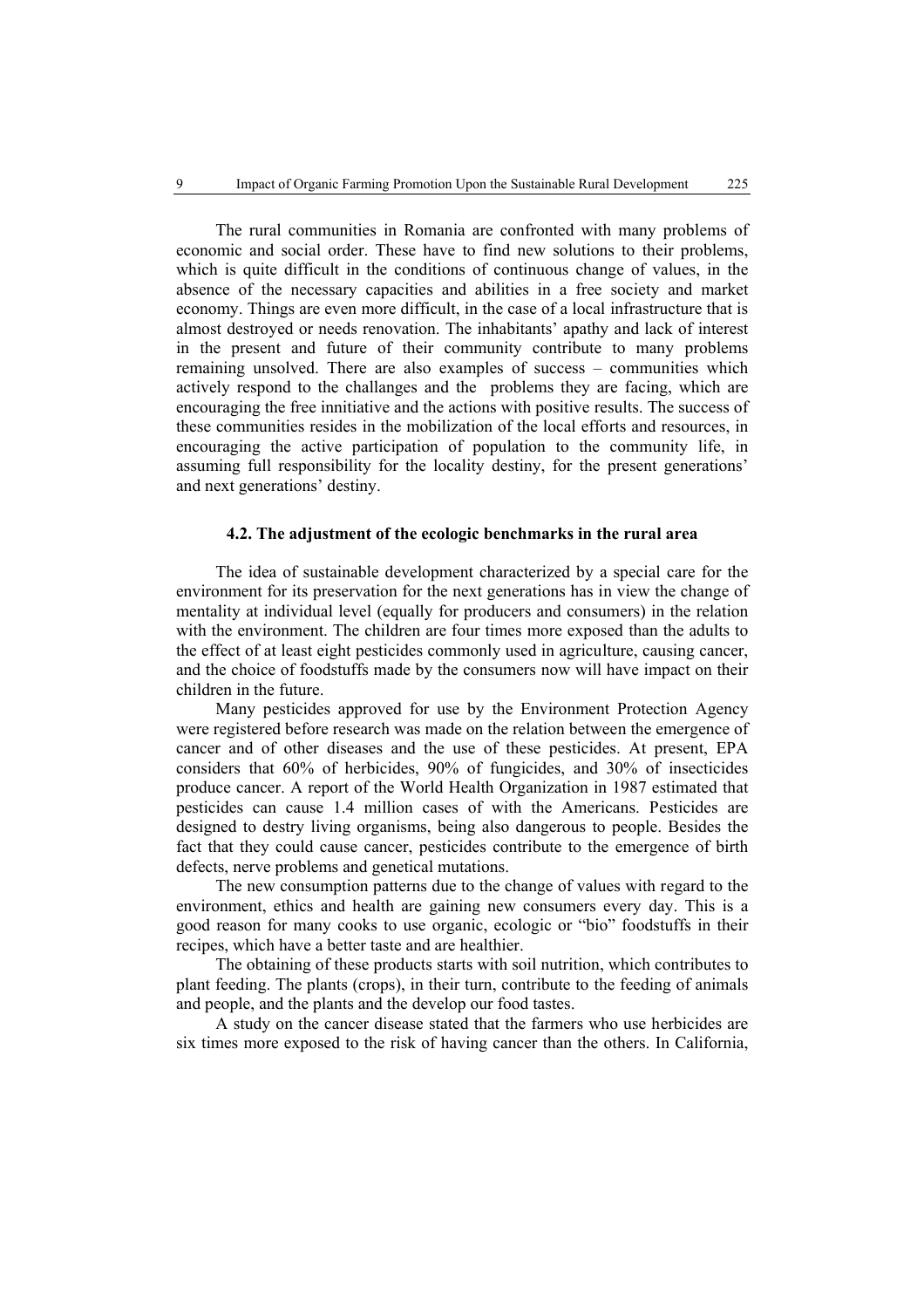The rural communities in Romania are confronted with many problems of economic and social order. These have to find new solutions to their problems, which is quite difficult in the conditions of continuous change of values, in the absence of the necessary capacities and abilities in a free society and market economy. Things are even more difficult, in the case of a local infrastructure that is almost destroyed or needs renovation. The inhabitants' apathy and lack of interest in the present and future of their community contribute to many problems remaining unsolved. There are also examples of success – communities which actively respond to the challanges and the problems they are facing, which are encouraging the free innitiative and the actions with positive results. The success of these communities resides in the mobilization of the local efforts and resources, in encouraging the active participation of population to the community life, in assuming full responsibility for the locality destiny, for the present generations' and next generations' destiny.

### 4.2. The adjustment of the ecologic benchmarks in the rural area

The idea of sustainable development characterized by a special care for the environment for its preservation for the next generations has in view the change of mentality at individual level (equally for producers and consumers) in the relation with the environment. The children are four times more exposed than the adults to the effect of at least eight pesticides commonly used in agriculture, causing cancer, and the choice of foodstuffs made by the consumers now will have impact on their children in the future.

Many pesticides approved for use by the Environment Protection Agency were registered before research was made on the relation between the emergence of cancer and of other diseases and the use of these pesticides. At present, EPA considers that 60% of herbicides, 90% of fungicides, and 30% of insecticides produce cancer. A report of the World Health Organization in 1987 estimated that pesticides can cause 1.4 million cases of with the Americans. Pesticides are designed to destry living organisms, being also dangerous to people. Besides the fact that they could cause cancer, pesticides contribute to the emergence of birth defects, nerve problems and genetical mutations.

The new consumption patterns due to the change of values with regard to the environment, ethics and health are gaining new consumers every day. This is a good reason for many cooks to use organic, ecologic or "bio" foodstuffs in their recipes, which have a better taste and are healthier.

The obtaining of these products starts with soil nutrition, which contributes to plant feeding. The plants (crops), in their turn, contribute to the feeding of animals and people, and the plants and the develop our food tastes.

A study on the cancer disease stated that the farmers who use herbicides are six times more exposed to the risk of having cancer than the others. In California,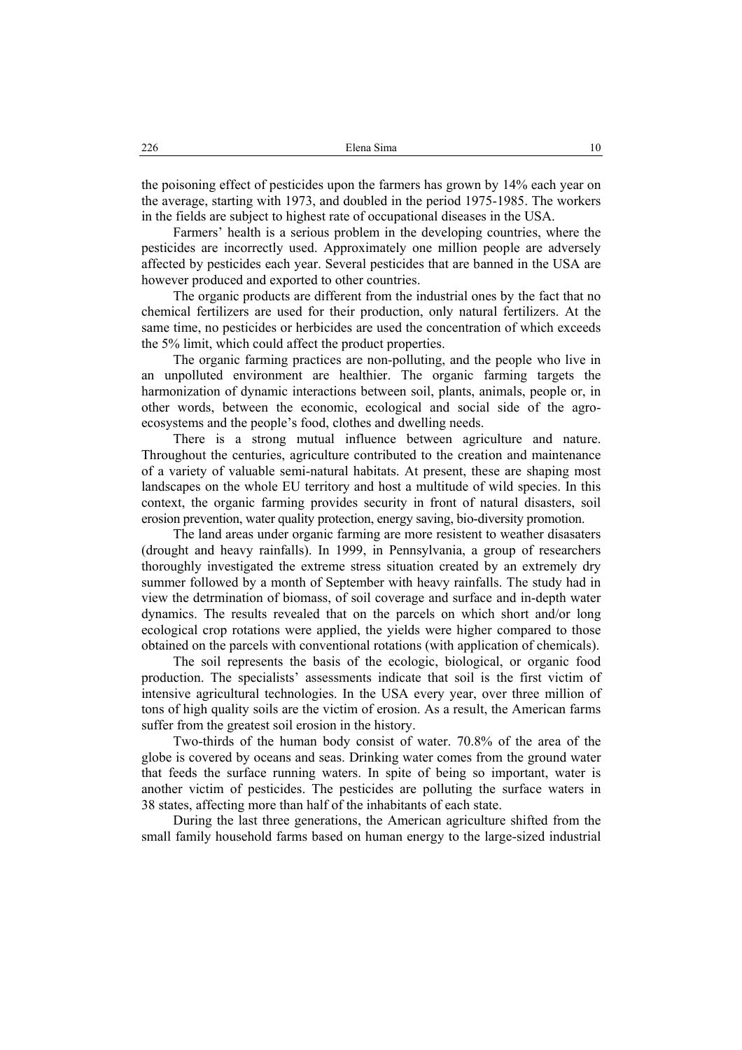the poisoning effect of pesticides upon the farmers has grown by 14% each year on the average, starting with 1973, and doubled in the period 1975-1985. The workers in the fields are subject to highest rate of occupational diseases in the USA.

Farmers' health is a serious problem in the developing countries, where the pesticides are incorrectly used. Approximately one million people are adversely affected by pesticides each year. Several pesticides that are banned in the USA are however produced and exported to other countries.

The organic products are different from the industrial ones by the fact that no chemical fertilizers are used for their production, only natural fertilizers. At the same time, no pesticides or herbicides are used the concentration of which exceeds the 5% limit, which could affect the product properties.

The organic farming practices are non-polluting, and the people who live in an unpolluted environment are healthier. The organic farming targets the harmonization of dynamic interactions between soil, plants, animals, people or, in other words, between the economic, ecological and social side of the agro-ecosystems and the people's food, clothes and dwelling needs.

There is a strong mutual influence between agriculture and nature. Throughout the centuries, agriculture contributed to the creation and maintenance of a variety of valuable semi-natural habitats. At present, these are shaping most landscapes on the whole EU territory and host a multitude of wild species. In this context, the organic farming provides security in front of natural disasters, soil erosion prevention, water quality protection, energy saving, bio-diversity promotion.

The land areas under organic farming are more resistent to weather disasaters (drought and heavy rainfalls). In 1999, in Pennsylvania, a group of researchers thoroughly investigated the extreme stress situation created by an extremely dry summer followed by a month of September with heavy rainfalls. The study had in view the detrmination of biomass, of soil coverage and surface and in-depth water dynamics. The results revealed that on the parcels on which short and/or long ecological crop rotations were applied, the yields were higher compared to those obtained on the parcels with conventional rotations (with application of chemicals).

The soil represents the basis of the ecologic, biological, or organic food production. The specialists' assessments indicate that soil is the first victim of intensive agricultural technologies. In the USA every year, over three million of tons of high quality soils are the victim of erosion. As a result, the American farms suffer from the greatest soil erosion in the history.

Two-thirds of the human body consist of water. 70.8% of the area of the globe is covered by oceans and seas. Drinking water comes from the ground water that feeds the surface running waters. In spite of being so important, water is another victim of pesticides. The pesticides are polluting the surface waters in 38 states, affecting more than half of the inhabitants of each state.

During the last three generations, the American agriculture shifted from the small family household farms based on human energy to the large-sized industrial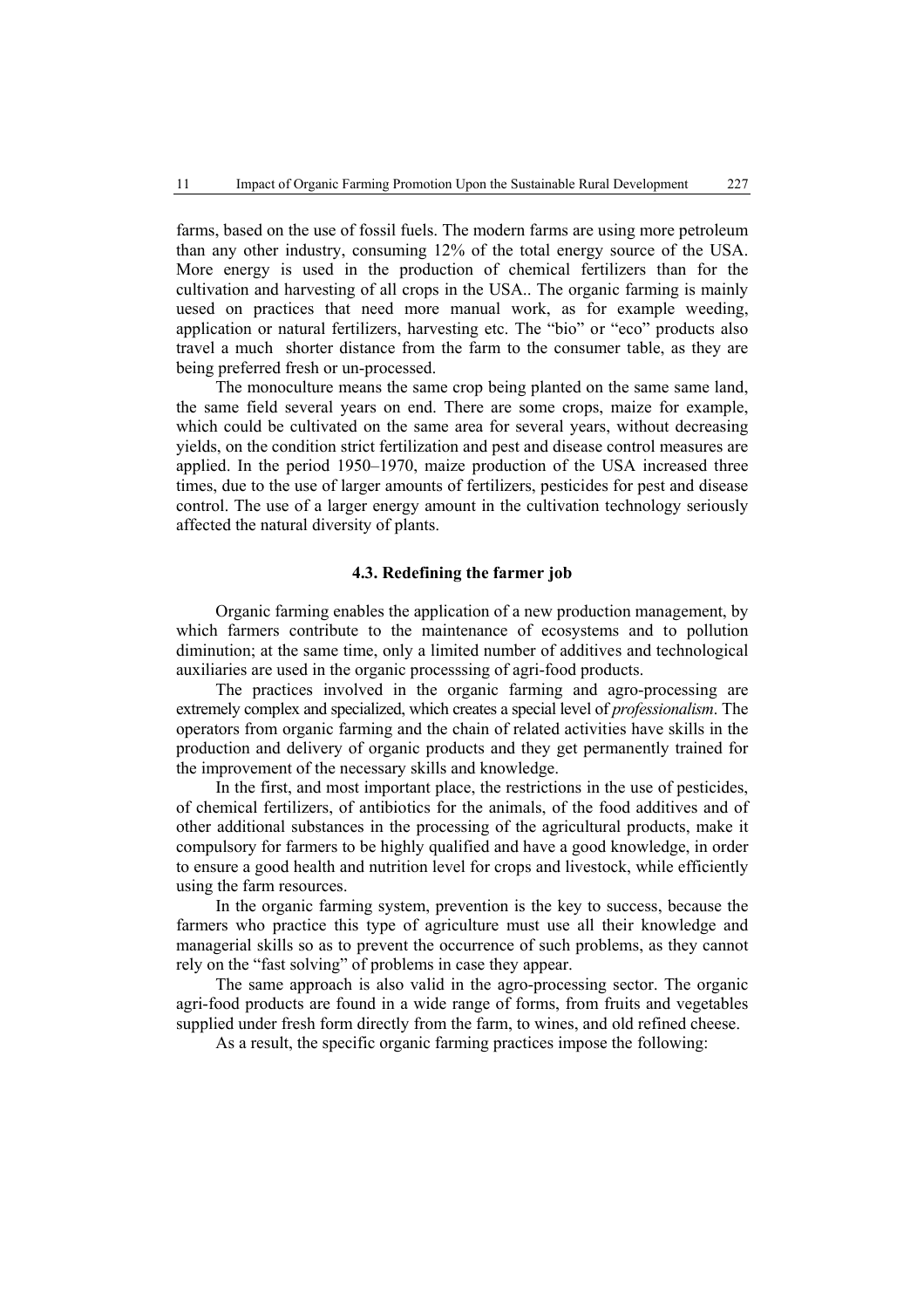farms, based on the use of fossil fuels. The modern farms are using more petroleum than any other industry, consuming 12% of the total energy source of the USA. More energy is used in the production of chemical fertilizers than for the cultivation and harvesting of all crops in the USA.. The organic farming is mainly uesed on practices that need more manual work, as for example weeding, application or natural fertilizers, harvesting etc. The "bio" or "eco" products also travel a much shorter distance from the farm to the consumer table, as they are being preferred fresh or un-processed.

The monoculture means the same crop being planted on the same same land, the same field several years on end. There are some crops, maize for example, which could be cultivated on the same area for several years, without decreasing yields, on the condition strict fertilization and pest and disease control measures are applied. In the period 1950–1970, maize production of the USA increased three times, due to the use of larger amounts of fertilizers, pesticides for pest and disease control. The use of a larger energy amount in the cultivation technology seriously affected the natural diversity of plants.

### 4.3. Redefining the farmer job

Organic farming enables the application of a new production management, by which farmers contribute to the maintenance of ecosystems and to pollution diminution; at the same time, only a limited number of additives and technological auxiliaries are used in the organic processsing of agri-food products.

The practices involved in the organic farming and agro-processing are extremely complex and specialized, which creates a special level of *professionalism*. The operators from organic farming and the chain of related activities have skills in the production and delivery of organic products and they get permanently trained for the improvement of the necessary skills and knowledge.

In the first, and most important place, the restrictions in the use of pesticides, of chemical fertilizers, of antibiotics for the animals, of the food additives and of other additional substances in the processing of the agricultural products, make it compulsory for farmers to be highly qualified and have a good knowledge, in order to ensure a good health and nutrition level for crops and livestock, while efficiently using the farm resources.

In the organic farming system, prevention is the key to success, because the farmers who practice this type of agriculture must use all their knowledge and managerial skills so as to prevent the occurrence of such problems, as they cannot rely on the "fast solving" of problems in case they appear.

The same approach is also valid in the agro-processing sector. The organic agri-food products are found in a wide range of forms, from fruits and vegetables supplied under fresh form directly from the farm, to wines, and old refined cheese.

As a result, the specific organic farming practices impose the following: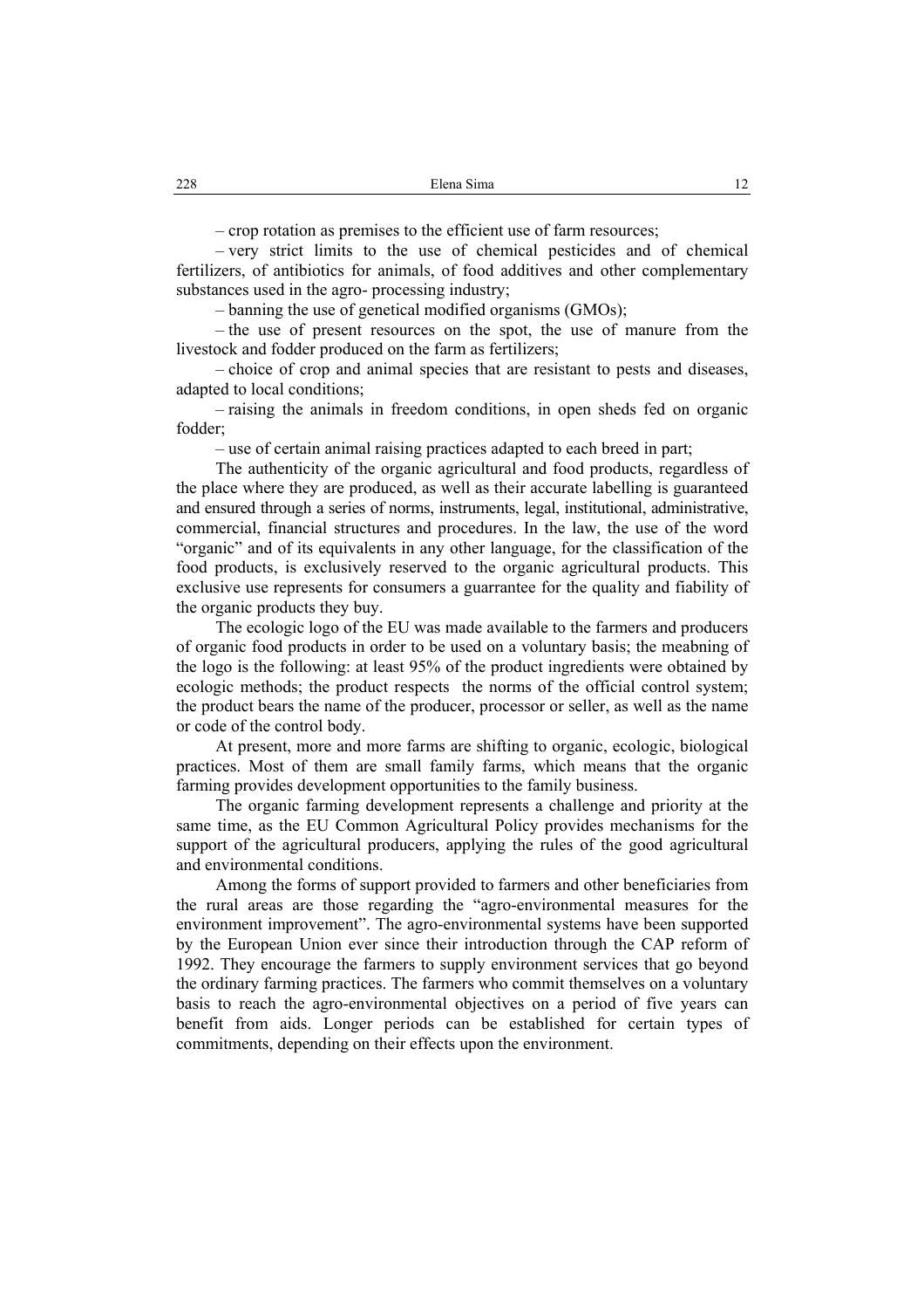– crop rotation as premises to the efficient use of farm resources;

– very strict limits to the use of chemical pesticides and of chemical fertilizers, of antibiotics for animals, of food additives and other complementary substances used in the agro- processing industry;

– banning the use of genetical modified organisms (GMOs);

– the use of present resources on the spot, the use of manure from the livestock and fodder produced on the farm as fertilizers;

– choice of crop and animal species that are resistant to pests and diseases, adapted to local conditions;

– raising the animals in freedom conditions, in open sheds fed on organic fodder;

– use of certain animal raising practices adapted to each breed in part;

The authenticity of the organic agricultural and food products, regardless of the place where they are produced, as well as their accurate labelling is guaranteed and ensured through a series of norms, instruments, legal, institutional, administrative, commercial, financial structures and procedures. In the law, the use of the word "organic" and of its equivalents in any other language, for the classification of the food products, is exclusively reserved to the organic agricultural products. This exclusive use represents for consumers a guarrantee for the quality and fiability of the organic products they buy.

The ecologic logo of the EU was made available to the farmers and producers of organic food products in order to be used on a voluntary basis; the meabning of the logo is the following: at least 95% of the product ingredients were obtained by ecologic methods; the product respects the norms of the official control system; the product bears the name of the producer, processor or seller, as well as the name or code of the control body.

At present, more and more farms are shifting to organic, ecologic, biological practices. Most of them are small family farms, which means that the organic farming provides development opportunities to the family business.

The organic farming development represents a challenge and priority at the same time, as the EU Common Agricultural Policy provides mechanisms for the support of the agricultural producers, applying the rules of the good agricultural and environmental conditions.

Among the forms of support provided to farmers and other beneficiaries from the rural areas are those regarding the "agro-environmental measures for the environment improvement". The agro-environmental systems have been supported by the European Union ever since their introduction through the CAP reform of 1992. They encourage the farmers to supply environment services that go beyond the ordinary farming practices. The farmers who commit themselves on a voluntary basis to reach the agro-environmental objectives on a period of five years can benefit from aids. Longer periods can be established for certain types of commitments, depending on their effects upon the environment.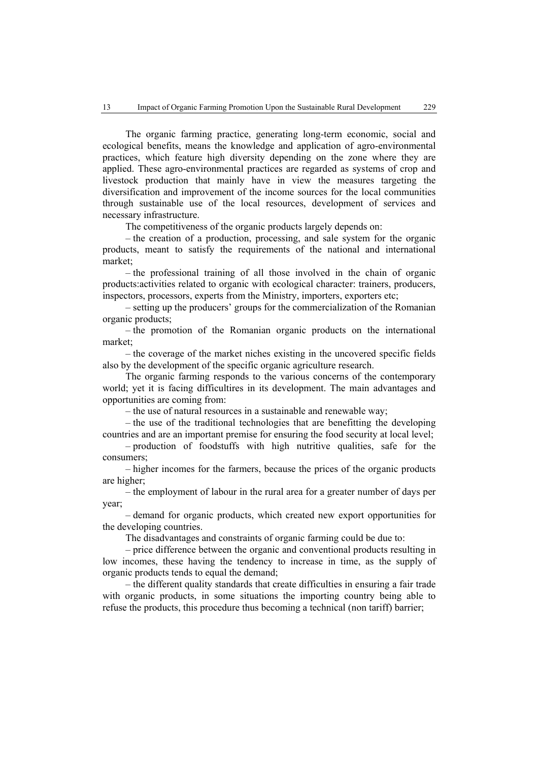The organic farming practice, generating long-term economic, social and ecological benefits, means the knowledge and application of agro-environmental practices, which feature high diversity depending on the zone where they are applied. These agro-environmental practices are regarded as systems of crop and livestock production that mainly have in view the measures targeting the diversification and improvement of the income sources for the local communities through sustainable use of the local resources, development of services and necessary infrastructure.

The competitiveness of the organic products largely depends on:

– the creation of a production, processing, and sale system for the organic products, meant to satisfy the requirements of the national and international market;

– the professional training of all those involved in the chain of organic products:activities related to organic with ecological character: trainers, producers, inspectors, processors, experts from the Ministry, importers, exporters etc;

– setting up the producers' groups for the commercialization of the Romanian organic products;

– the promotion of the Romanian organic products on the international market;

– the coverage of the market niches existing in the uncovered specific fields also by the development of the specific organic agriculture research.

The organic farming responds to the various concerns of the contemporary world; yet it is facing difficultires in its development. The main advantages and opportunities are coming from:

– the use of natural resources in a sustainable and renewable way;

– the use of the traditional technologies that are benefitting the developing countries and are an important premise for ensuring the food security at local level;

– production of foodstuffs with high nutritive qualities, safe for the consumers;

– higher incomes for the farmers, because the prices of the organic products are higher;

– the employment of labour in the rural area for a greater number of days per year;

– demand for organic products, which created new export opportunities for the developing countries.

The disadvantages and constraints of organic farming could be due to:

– price difference between the organic and conventional products resulting in low incomes, these having the tendency to increase in time, as the supply of organic products tends to equal the demand;

– the different quality standards that create difficulties in ensuring a fair trade with organic products, in some situations the importing country being able to refuse the products, this procedure thus becoming a technical (non tariff) barrier;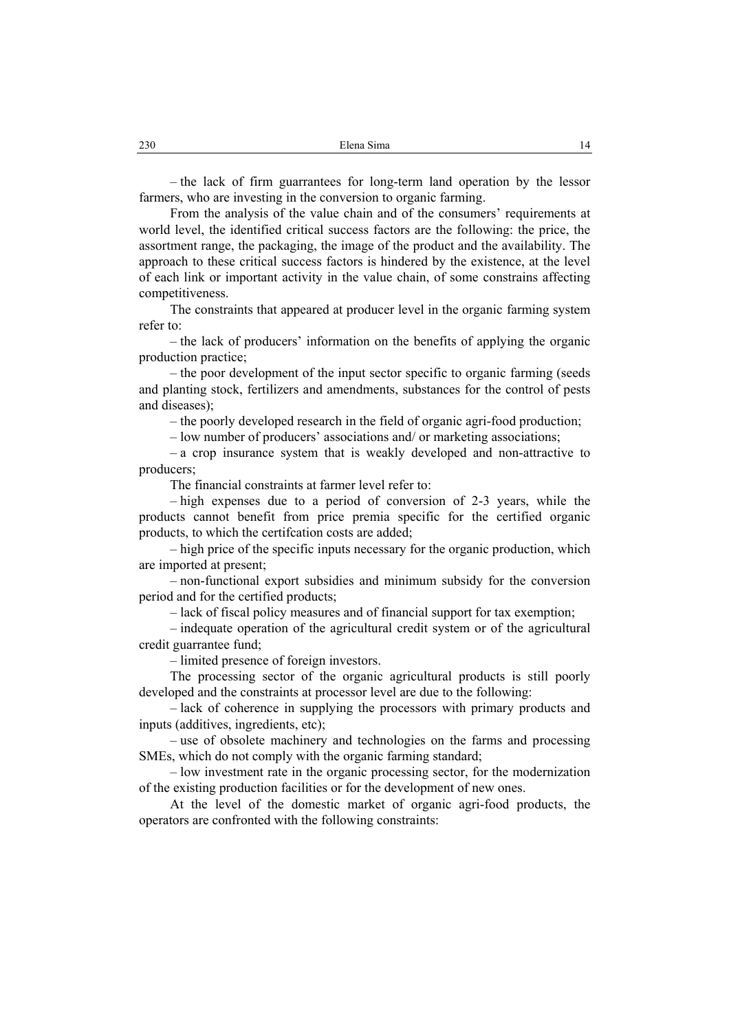– the lack of firm guarrantees for long-term land operation by the lessor farmers, who are investing in the conversion to organic farming.

From the analysis of the value chain and of the consumers' requirements at world level, the identified critical success factors are the following: the price, the assortment range, the packaging, the image of the product and the availability. The approach to these critical success factors is hindered by the existence, at the level of each link or important activity in the value chain, of some constrains affecting competitiveness.

The constraints that appeared at producer level in the organic farming system refer to:

– the lack of producers' information on the benefits of applying the organic production practice;

– the poor development of the input sector specific to organic farming (seeds and planting stock, fertilizers and amendments, substances for the control of pests and diseases);

– the poorly developed research in the field of organic agri-food production;

– low number of producers' associations and/ or marketing associations;

– a crop insurance system that is weakly developed and non-attractive to producers;

The financial constraints at farmer level refer to:

– high expenses due to a period of conversion of 2-3 years, while the products cannot benefit from price premia specific for the certified organic products, to which the certifcation costs are added;

– high price of the specific inputs necessary for the organic production, which are imported at present;

– non-functional export subsidies and minimum subsidy for the conversion period and for the certified products;

– lack of fiscal policy measures and of financial support for tax exemption;

– indequate operation of the agricultural credit system or of the agricultural credit guarrantee fund;

– limited presence of foreign investors.

The processing sector of the organic agricultural products is still poorly developed and the constraints at processor level are due to the following:

– lack of coherence in supplying the processors with primary products and inputs (additives, ingredients, etc);

– use of obsolete machinery and technologies on the farms and processing SMEs, which do not comply with the organic farming standard;

– low investment rate in the organic processing sector, for the modernization of the existing production facilities or for the development of new ones.

At the level of the domestic market of organic agri-food products, the operators are confronted with the following constraints: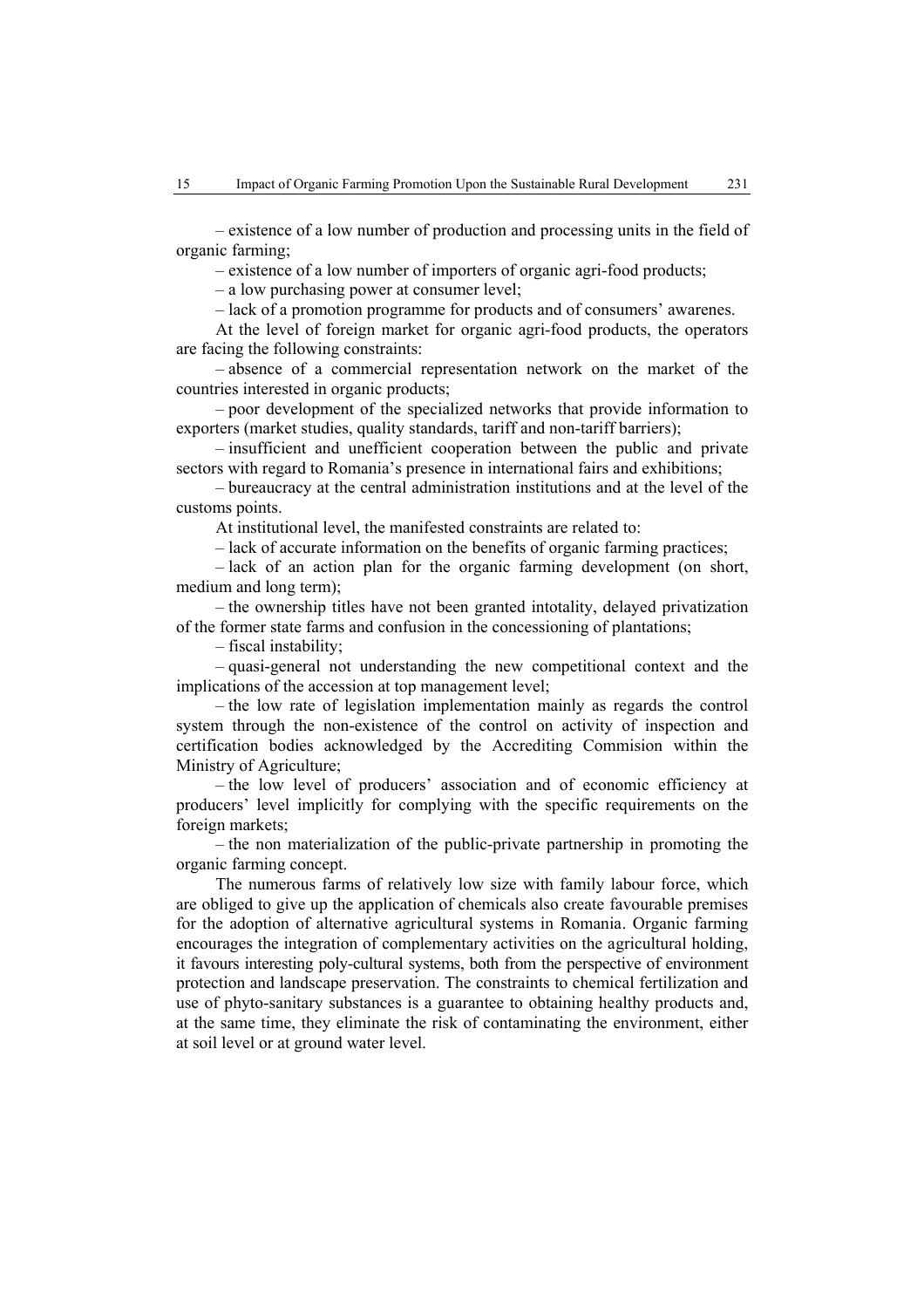– existence of a low number of production and processing units in the field of organic farming;

– existence of a low number of importers of organic agri-food products;

– a low purchasing power at consumer level;

– lack of a promotion programme for products and of consumers' awarenes.

At the level of foreign market for organic agri-food products, the operators are facing the following constraints:

– absence of a commercial representation network on the market of the countries interested in organic products;

– poor development of the specialized networks that provide information to exporters (market studies, quality standards, tariff and non-tariff barriers);

– insufficient and unefficient cooperation between the public and private sectors with regard to Romania's presence in international fairs and exhibitions;

– bureaucracy at the central administration institutions and at the level of the customs points.

At institutional level, the manifested constraints are related to:

– lack of accurate information on the benefits of organic farming practices;

– lack of an action plan for the organic farming development (on short, medium and long term);

– the ownership titles have not been granted intotality, delayed privatization of the former state farms and confusion in the concessioning of plantations;

– fiscal instability;

– quasi-general not understanding the new competitional context and the implications of the accession at top management level;

– the low rate of legislation implementation mainly as regards the control system through the non-existence of the control on activity of inspection and certification bodies acknowledged by the Accrediting Commision within the Ministry of Agriculture;

– the low level of producers' association and of economic efficiency at producers' level implicitly for complying with the specific requirements on the foreign markets;

– the non materialization of the public-private partnership in promoting the organic farming concept.

The numerous farms of relatively low size with family labour force, which are obliged to give up the application of chemicals also create favourable premises for the adoption of alternative agricultural systems in Romania. Organic farming encourages the integration of complementary activities on the agricultural holding, it favours interesting poly-cultural systems, both from the perspective of environment protection and landscape preservation. The constraints to chemical fertilization and use of phyto-sanitary substances is a guarantee to obtaining healthy products and, at the same time, they eliminate the risk of contaminating the environment, either at soil level or at ground water level.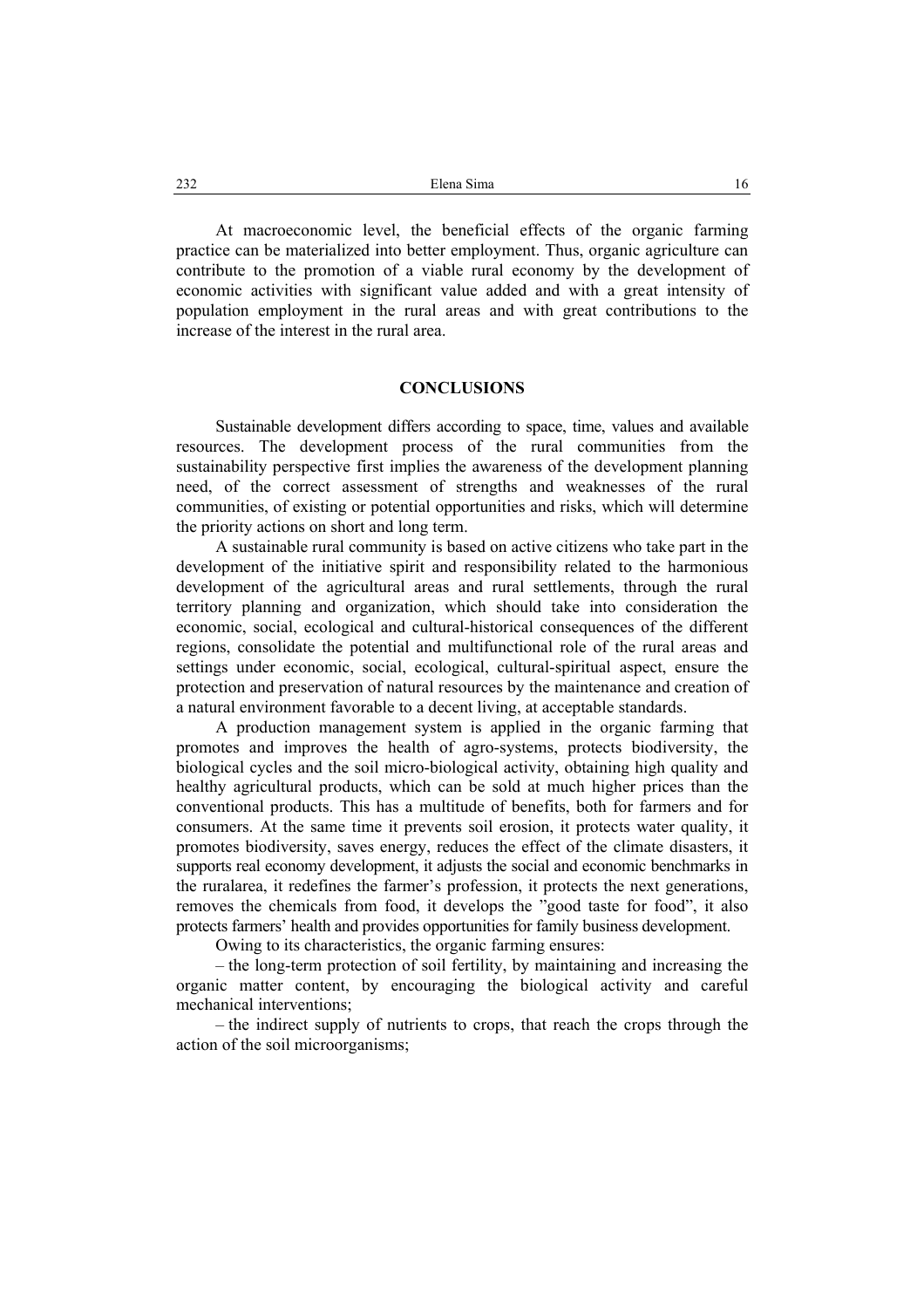At macroeconomic level, the beneficial effects of the organic farming practice can be materialized into better employment. Thus, organic agriculture can contribute to the promotion of a viable rural economy by the development of economic activities with significant value added and with a great intensity of population employment in the rural areas and with great contributions to the increase of the interest in the rural area.

## CONCLUSIONS

Sustainable development differs according to space, time, values and available resources. The development process of the rural communities from the sustainability perspective first implies the awareness of the development planning need, of the correct assessment of strengths and weaknesses of the rural communities, of existing or potential opportunities and risks, which will determine the priority actions on short and long term.

A sustainable rural community is based on active citizens who take part in the development of the initiative spirit and responsibility related to the harmonious development of the agricultural areas and rural settlements, through the rural territory planning and organization, which should take into consideration the economic, social, ecological and cultural-historical consequences of the different regions, consolidate the potential and multifunctional role of the rural areas and settings under economic, social, ecological, cultural-spiritual aspect, ensure the protection and preservation of natural resources by the maintenance and creation of a natural environment favorable to a decent living, at acceptable standards.

A production management system is applied in the organic farming that promotes and improves the health of agro-systems, protects biodiversity, the biological cycles and the soil micro-biological activity, obtaining high quality and healthy agricultural products, which can be sold at much higher prices than the conventional products. This has a multitude of benefits, both for farmers and for consumers. At the same time it prevents soil erosion, it protects water quality, it promotes biodiversity, saves energy, reduces the effect of the climate disasters, it supports real economy development, it adjusts the social and economic benchmarks in the ruralarea, it redefines the farmer's profession, it protects the next generations, removes the chemicals from food, it develops the "good taste for food", it also protects farmers' health and provides opportunities for family business development.

Owing to its characteristics, the organic farming ensures:

– the long-term protection of soil fertility, by maintaining and increasing the organic matter content, by encouraging the biological activity and careful mechanical interventions;

– the indirect supply of nutrients to crops, that reach the crops through the action of the soil microorganisms;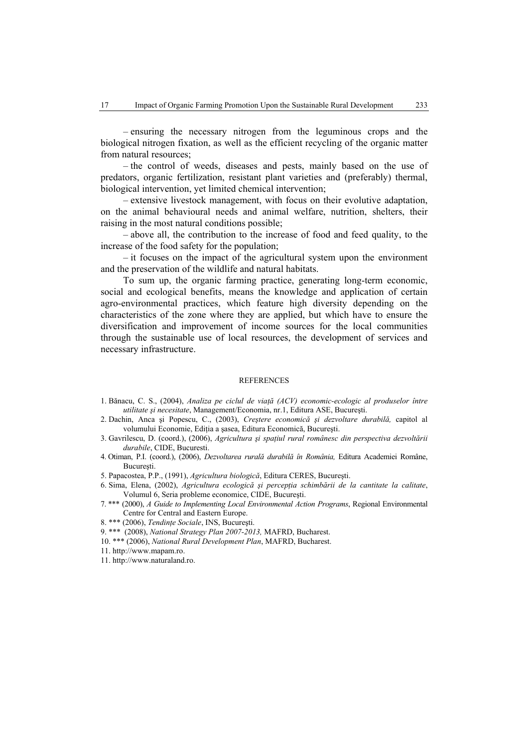– ensuring the necessary nitrogen from the leguminous crops and the biological nitrogen fixation, as well as the efficient recycling of the organic matter from natural resources;

– the control of weeds, diseases and pests, mainly based on the use of predators, organic fertilization, resistant plant varieties and (preferably) thermal, biological intervention, yet limited chemical intervention;

– extensive livestock management, with focus on their evolutive adaptation, on the animal behavioural needs and animal welfare, nutrition, shelters, their raising in the most natural conditions possible;

– above all, the contribution to the increase of food and feed quality, to the increase of the food safety for the population;

– it focuses on the impact of the agricultural system upon the environment and the preservation of the wildlife and natural habitats.

To sum up, the organic farming practice, generating long-term economic, social and ecological benefits, means the knowledge and application of certain agro-environmental practices, which feature high diversity depending on the characteristics of the zone where they are applied, but which have to ensure the diversification and improvement of income sources for the local communities through the sustainable use of local resources, the development of services and necessary infrastructure.

## REFERENCES

1. Bănacu, C. S., (2004), *Analiza pe ciclul de viață (ACV) economic-ecologic al produselor între utilitate și necesitate*, Management/Economia, nr.1, Editura ASE, București.
2. Dachin, Anca și Popescu, C., (2003), *Creștere economică și dezvoltare durabilă,* capitol al volumului Economie, Ediția a șasea, Editura Economică, București.
3. Gavrilescu, D. (coord.), (2006), *Agricultura și spațiul rural românesc din perspectiva dezvoltării durabile*, CIDE, Bucuresti.
4. Otiman, P.I. (coord.), (2006), *Dezvoltarea rurală durabilă în România,* Editura Academiei Române, București.
5. Papacostea, P.P., (1991), *Agricultura biologică*, Editura CERES, București.
6. Sima, Elena, (2002), *Agricultura ecologică și percepția schimbării de la cantitate la calitate*, Volumul 6, Seria probleme economice, CIDE, București.
7. *** (2000), *A Guide to Implementing Local Environmental Action Programs*, Regional Environmental Centre for Central and Eastern Europe.
8. *** (2006), *Tendințe Sociale*, INS, București.
9. *** (2008), *National Strategy Plan 2007-2013,* MAFRD, Bucharest.
10. *** (2006), *National Rural Development Plan*, MAFRD, Bucharest.
11. http://www.mapam.ro.
11. http://www.naturaland.ro.